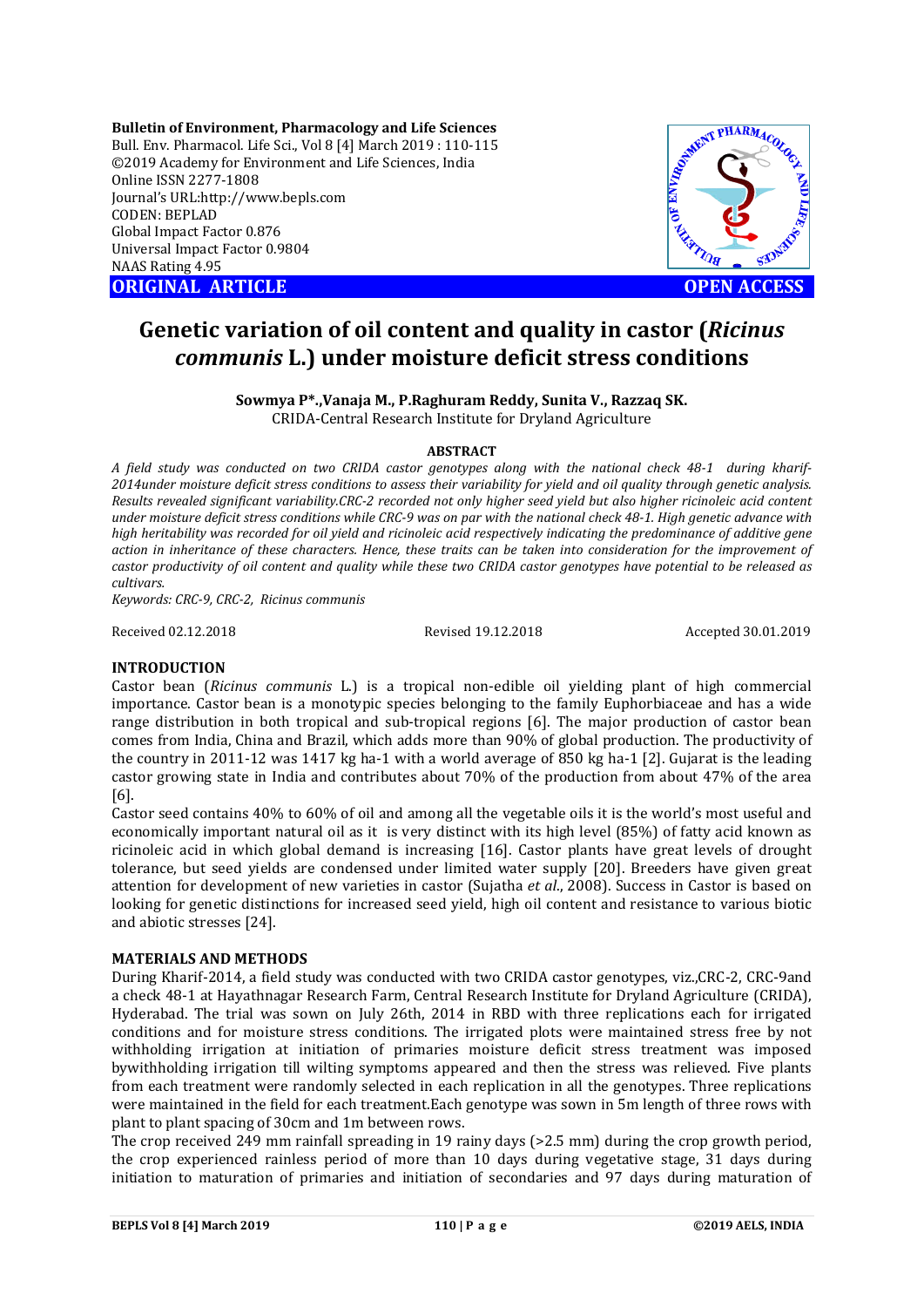**Bulletin of Environment, Pharmacology and Life Sciences**
Bull. Env. Pharmacol. Life Sci., Vol 8 [4] March 2019 : 110-115
©2019 Academy for Environment and Life Sciences, India
Online ISSN 2277-1808
Journal's URL:http://www.bepls.com
CODEN: BEPLAD
Global Impact Factor 0.876
Universal Impact Factor 0.9804
NAAS Rating 4.95

**ORIGINAL ARTICLE** **OPEN ACCESS**

# Genetic variation of oil content and quality in castor (*Ricinus communis* L.) under moisture deficit stress conditions

**Sowmya P\*.,Vanaja M., P.Raghuram Reddy, Sunita V., Razzaq SK.**
CRIDA-Central Research Institute for Dryland Agriculture

### ABSTRACT

*A field study was conducted on two CRIDA castor genotypes along with the national check 48-1 during kharif-2014under moisture deficit stress conditions to assess their variability for yield and oil quality through genetic analysis. Results revealed significant variability.CRC-2 recorded not only higher seed yield but also higher ricinoleic acid content under moisture deficit stress conditions while CRC-9 was on par with the national check 48-1. High genetic advance with high heritability was recorded for oil yield and ricinoleic acid respectively indicating the predominance of additive gene action in inheritance of these characters. Hence, these traits can be taken into consideration for the improvement of castor productivity of oil content and quality while these two CRIDA castor genotypes have potential to be released as cultivars.*

*Keywords: CRC-9, CRC-2, Ricinus communis*

Received 02.12.2018 Revised 19.12.2018 Accepted 30.01.2019

## INTRODUCTION

Castor bean (*Ricinus communis* L.) is a tropical non-edible oil yielding plant of high commercial importance. Castor bean is a monotypic species belonging to the family Euphorbiaceae and has a wide range distribution in both tropical and sub-tropical regions [6]. The major production of castor bean comes from India, China and Brazil, which adds more than 90% of global production. The productivity of the country in 2011-12 was 1417 kg ha-1 with a world average of 850 kg ha-1 [2]. Gujarat is the leading castor growing state in India and contributes about 70% of the production from about 47% of the area [6].

Castor seed contains 40% to 60% of oil and among all the vegetable oils it is the world's most useful and economically important natural oil as it is very distinct with its high level (85%) of fatty acid known as ricinoleic acid in which global demand is increasing [16]. Castor plants have great levels of drought tolerance, but seed yields are condensed under limited water supply [20]. Breeders have given great attention for development of new varieties in castor (Sujatha *et al.*, 2008). Success in Castor is based on looking for genetic distinctions for increased seed yield, high oil content and resistance to various biotic and abiotic stresses [24].

## MATERIALS AND METHODS

During Kharif-2014, a field study was conducted with two CRIDA castor genotypes, viz.,CRC-2, CRC-9and a check 48-1 at Hayathnagar Research Farm, Central Research Institute for Dryland Agriculture (CRIDA), Hyderabad. The trial was sown on July 26th, 2014 in RBD with three replications each for irrigated conditions and for moisture stress conditions. The irrigated plots were maintained stress free by not withholding irrigation at initiation of primaries moisture deficit stress treatment was imposed bywithholding irrigation till wilting symptoms appeared and then the stress was relieved. Five plants from each treatment were randomly selected in each replication in all the genotypes. Three replications were maintained in the field for each treatment.Each genotype was sown in 5m length of three rows with plant to plant spacing of 30cm and 1m between rows.

The crop received 249 mm rainfall spreading in 19 rainy days (>2.5 mm) during the crop growth period, the crop experienced rainless period of more than 10 days during vegetative stage, 31 days during initiation to maturation of primaries and initiation of secondaries and 97 days during maturation of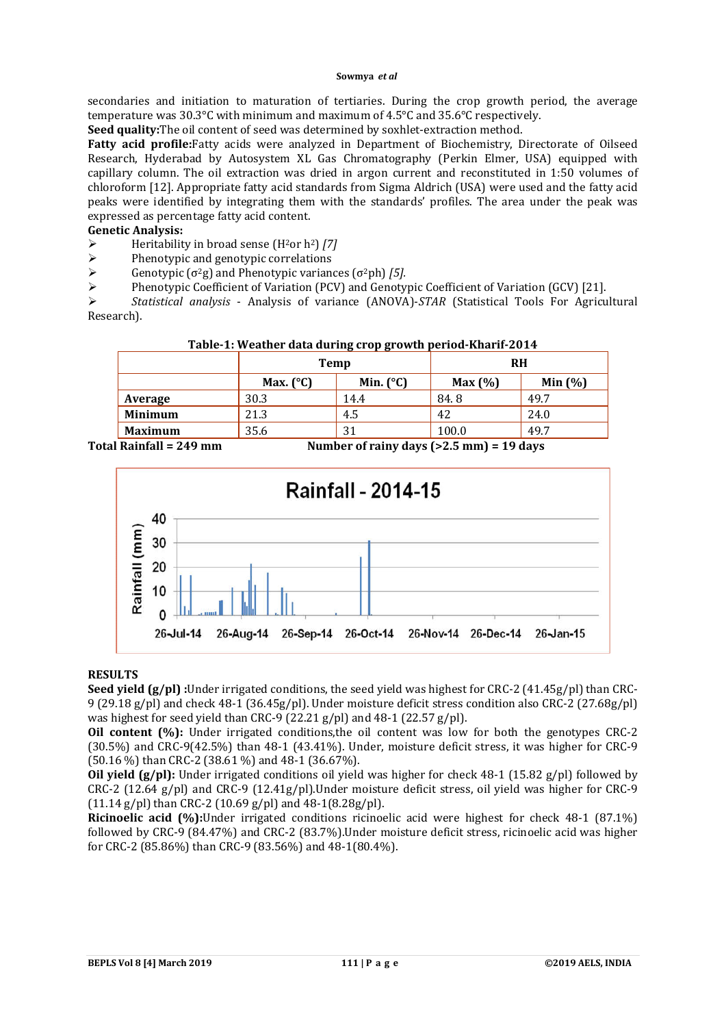secondaries and initiation to maturation of tertiaries. During the crop growth period, the average temperature was 30.3°C with minimum and maximum of 4.5°C and 35.6°C respectively.

**Seed quality:**The oil content of seed was determined by soxhlet-extraction method.

**Fatty acid profile:**Fatty acids were analyzed in Department of Biochemistry, Directorate of Oilseed Research, Hyderabad by Autosystem XL Gas Chromatography (Perkin Elmer, USA) equipped with capillary column. The oil extraction was dried in argon current and reconstituted in 1:50 volumes of chloroform [12]. Appropriate fatty acid standards from Sigma Aldrich (USA) were used and the fatty acid peaks were identified by integrating them with the standards' profiles. The area under the peak was expressed as percentage fatty acid content.

**Genetic Analysis:**

- Heritability in broad sense ($H^2$or $h^2$) *[7]*
- Phenotypic and genotypic correlations
- Genotypic ($\sigma^2 g$) and Phenotypic variances ($\sigma^2 ph$) *[5].*
- Phenotypic Coefficient of Variation (PCV) and Genotypic Coefficient of Variation (GCV) [21].
- *Statistical analysis* - Analysis of variance (ANOVA)-*STAR* (Statistical Tools For Agricultural Research).

**Table-1: Weather data during crop growth period-Kharif-2014**

| | Temp | | RH | |
|---|---|---|---|---|
| | Max. (°C) | Min. (°C) | Max (%) | Min (%) |
| **Average** | 30.3 | 14.4 | 84. 8 | 49.7 |
| **Minimum** | 21.3 | 4.5 | 42 | 24.0 |
| **Maximum** | 35.6 | 31 | 100.0 | 49.7 |

**Total Rainfall = 249 mm** **Number of rainy days (>2.5 mm) = 19 days**

## RESULTS

**Seed yield (g/pl) :**Under irrigated conditions, the seed yield was highest for CRC-2 (41.45g/pl) than CRC-9 (29.18 g/pl) and check 48-1 (36.45g/pl). Under moisture deficit stress condition also CRC-2 (27.68g/pl) was highest for seed yield than CRC-9 (22.21 g/pl) and 48-1 (22.57 g/pl).

**Oil content (%):** Under irrigated conditions,the oil content was low for both the genotypes CRC-2 (30.5%) and CRC-9(42.5%) than 48-1 (43.41%). Under, moisture deficit stress, it was higher for CRC-9 (50.16 %) than CRC-2 (38.61 %) and 48-1 (36.67%).

**Oil yield (g/pl):** Under irrigated conditions oil yield was higher for check 48-1 (15.82 g/pl) followed by CRC-2 (12.64 g/pl) and CRC-9 (12.41g/pl).Under moisture deficit stress, oil yield was higher for CRC-9 (11.14 g/pl) than CRC-2 (10.69 g/pl) and 48-1(8.28g/pl).

**Ricinoelic acid (%):**Under irrigated conditions ricinoelic acid were highest for check 48-1 (87.1%) followed by CRC-9 (84.47%) and CRC-2 (83.7%).Under moisture deficit stress, ricinoelic acid was higher for CRC-2 (85.86%) than CRC-9 (83.56%) and 48-1(80.4%).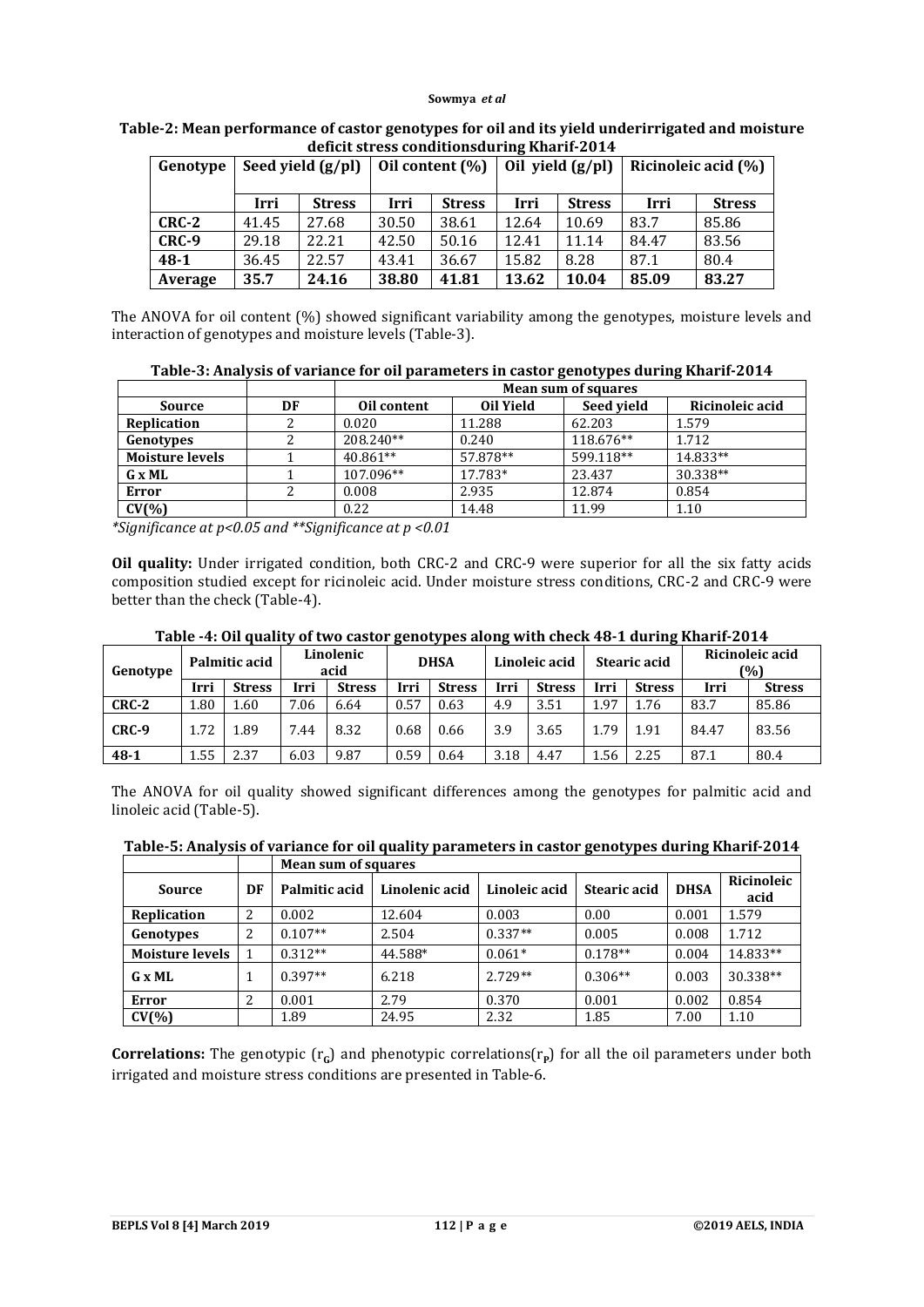**Table-2: Mean performance of castor genotypes for oil and its yield underirrigated and moisture deficit stress conditionsduring Kharif-2014**

| Genotype | Seed yield (g/pl) | | Oil content (%) | | Oil yield (g/pl) | | Ricinoleic acid (%) | |
|---|---|---|---|---|---|---|---|---|
| | Irri | Stress | Irri | Stress | Irri | Stress | Irri | Stress |
| **CRC-2** | 41.45 | 27.68 | 30.50 | 38.61 | 12.64 | 10.69 | 83.7 | 85.86 |
| **CRC-9** | 29.18 | 22.21 | 42.50 | 50.16 | 12.41 | 11.14 | 84.47 | 83.56 |
| **48-1** | 36.45 | 22.57 | 43.41 | 36.67 | 15.82 | 8.28 | 87.1 | 80.4 |
| **Average** | **35.7** | **24.16** | **38.80** | **41.81** | **13.62** | **10.04** | **85.09** | **83.27** |

The ANOVA for oil content (%) showed significant variability among the genotypes, moisture levels and interaction of genotypes and moisture levels (Table-3).

**Table-3: Analysis of variance for oil parameters in castor genotypes during Kharif-2014**

| | | Mean sum of squares | | | |
|---|---|---|---|---|---|
| **Source** | **DF** | **Oil content** | **Oil Yield** | **Seed yield** | **Ricinoleic acid** |
| **Replication** | 2 | 0.020 | 11.288 | 62.203 | 1.579 |
| **Genotypes** | 2 | 208.240** | 0.240 | 118.676** | 1.712 |
| **Moisture levels** | 1 | 40.861** | 57.878** | 599.118** | 14.833** |
| **G x ML** | 1 | 107.096** | 17.783* | 23.437 | 30.338** |
| **Error** | 2 | 0.008 | 2.935 | 12.874 | 0.854 |
| **CV(%)** | | 0.22 | 14.48 | 11.99 | 1.10 |

*\*Significance at $p<0.05$ and \*\*Significance at $p<0.01$*

**Oil quality:** Under irrigated condition, both CRC-2 and CRC-9 were superior for all the six fatty acids composition studied except for ricinoleic acid. Under moisture stress conditions, CRC-2 and CRC-9 were better than the check (Table-4).

**Table -4: Oil quality of two castor genotypes along with check 48-1 during Kharif-2014**

| Genotype | Palmitic acid | | Linolenic acid | | DHSA | | Linoleic acid | | Stearic acid | | Ricinoleic acid (%) | |
|---|---|---|---|---|---|---|---|---|---|---|---|---|
| | Irri | Stress | Irri | Stress | Irri | Stress | Irri | Stress | Irri | Stress | Irri | Stress |
| **CRC-2** | 1.80 | 1.60 | 7.06 | 6.64 | 0.57 | 0.63 | 4.9 | 3.51 | 1.97 | 1.76 | 83.7 | 85.86 |
| **CRC-9** | 1.72 | 1.89 | 7.44 | 8.32 | 0.68 | 0.66 | 3.9 | 3.65 | 1.79 | 1.91 | 84.47 | 83.56 |
| **48-1** | 1.55 | 2.37 | 6.03 | 9.87 | 0.59 | 0.64 | 3.18 | 4.47 | 1.56 | 2.25 | 87.1 | 80.4 |

The ANOVA for oil quality showed significant differences among the genotypes for palmitic acid and linoleic acid (Table-5).

**Table-5: Analysis of variance for oil quality parameters in castor genotypes during Kharif-2014**

| | | Mean sum of squares | | | | | |
|---|---|---|---|---|---|---|---|
| **Source** | **DF** | **Palmitic acid** | **Linolenic acid** | **Linoleic acid** | **Stearic acid** | **DHSA** | **Ricinoleic acid** |
| **Replication** | 2 | 0.002 | 12.604 | 0.003 | 0.00 | 0.001 | 1.579 |
| **Genotypes** | 2 | 0.107** | 2.504 | 0.337** | 0.005 | 0.008 | 1.712 |
| **Moisture levels** | 1 | 0.312** | 44.588* | 0.061* | 0.178** | 0.004 | 14.833** |
| **G x ML** | 1 | 0.397** | 6.218 | 2.729** | 0.306** | 0.003 | 30.338** |
| **Error** | 2 | 0.001 | 2.79 | 0.370 | 0.001 | 0.002 | 0.854 |
| **CV(%)** | | 1.89 | 24.95 | 2.32 | 1.85 | 7.00 | 1.10 |

**Correlations:** The genotypic ($r_G$) and phenotypic correlations($r_p$) for all the oil parameters under both irrigated and moisture stress conditions are presented in Table-6.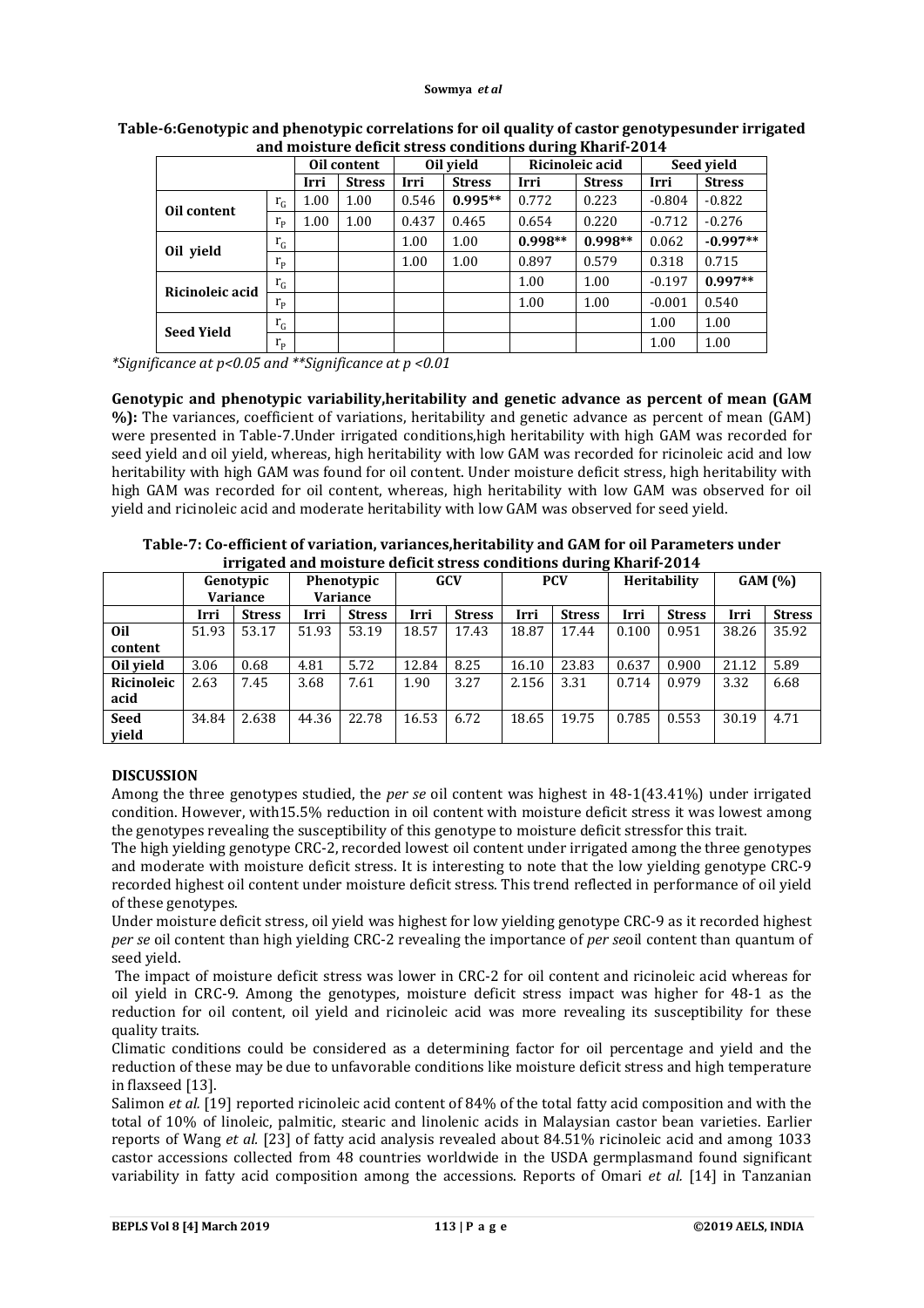**Table-6: Genotypic and phenotypic correlations for oil quality of castor genotypes under irrigated and moisture deficit stress conditions during Kharif-2014**

| | | Oil content | | Oil yield | | Ricinoleic acid | | Seed yield | |
|---|---|---|---|---|---|---|---|---|---|
| | | Irri | Stress | Irri | Stress | Irri | Stress | Irri | Stress |
| Oil content | $r_G$ | 1.00 | 1.00 | 0.546 | **0.995\*\*** | 0.772 | 0.223 | -0.804 | -0.822 |
| | $r_P$ | 1.00 | 1.00 | 0.437 | 0.465 | 0.654 | 0.220 | -0.712 | -0.276 |
| Oil yield | $r_G$ | | | 1.00 | 1.00 | **0.998\*\*** | **0.998\*\*** | 0.062 | **-0.997\*\*** |
| | $r_P$ | | | 1.00 | 1.00 | 0.897 | 0.579 | 0.318 | 0.715 |
| Ricinoleic acid | $r_G$ | | | | | 1.00 | 1.00 | -0.197 | **0.997\*\*** |
| | $r_P$ | | | | | 1.00 | 1.00 | -0.001 | 0.540 |
| Seed Yield | $r_G$ | | | | | | | 1.00 | 1.00 |
| | $r_P$ | | | | | | | 1.00 | 1.00 |

*\*Significance at p<0.05 and \*\*Significance at p <0.01*

**Genotypic and phenotypic variability, heritability and genetic advance as percent of mean (GAM %):** The variances, coefficient of variations, heritability and genetic advance as percent of mean (GAM) were presented in Table-7. Under irrigated conditions, high heritability with high GAM was recorded for seed yield and oil yield, whereas, high heritability with low GAM was recorded for ricinoleic acid and low heritability with high GAM was found for oil content. Under moisture deficit stress, high heritability with high GAM was recorded for oil content, whereas, high heritability with low GAM was observed for oil yield and ricinoleic acid and moderate heritability with low GAM was observed for seed yield.

**Table-7: Co-efficient of variation, variances, heritability and GAM for oil Parameters under irrigated and moisture deficit stress conditions during Kharif-2014**

| | Genotypic Variance | | Phenotypic Variance | | GCV | | PCV | | Heritability | | GAM (%) | |
|---|---|---|---|---|---|---|---|---|---|---|---|---|
| | Irri | Stress | Irri | Stress | Irri | Stress | Irri | Stress | Irri | Stress | Irri | Stress |
| **Oil content** | 51.93 | 53.17 | 51.93 | 53.19 | 18.57 | 17.43 | 18.87 | 17.44 | 0.100 | 0.951 | 38.26 | 35.92 |
| **Oil yield** | 3.06 | 0.68 | 4.81 | 5.72 | 12.84 | 8.25 | 16.10 | 23.83 | 0.637 | 0.900 | 21.12 | 5.89 |
| **Ricinoleic acid** | 2.63 | 7.45 | 3.68 | 7.61 | 1.90 | 3.27 | 2.156 | 3.31 | 0.714 | 0.979 | 3.32 | 6.68 |
| **Seed yield** | 34.84 | 2.638 | 44.36 | 22.78 | 16.53 | 6.72 | 18.65 | 19.75 | 0.785 | 0.553 | 30.19 | 4.71 |

## DISCUSSION

Among the three genotypes studied, the *per se* oil content was highest in 48-1(43.41%) under irrigated condition. However, with15.5% reduction in oil content with moisture deficit stress it was lowest among the genotypes revealing the susceptibility of this genotype to moisture deficit stressfor this trait.

The high yielding genotype CRC-2, recorded lowest oil content under irrigated among the three genotypes and moderate with moisture deficit stress. It is interesting to note that the low yielding genotype CRC-9 recorded highest oil content under moisture deficit stress. This trend reflected in performance of oil yield of these genotypes.

Under moisture deficit stress, oil yield was highest for low yielding genotype CRC-9 as it recorded highest *per se* oil content than high yielding CRC-2 revealing the importance of *per se*oil content than quantum of seed yield.

The impact of moisture deficit stress was lower in CRC-2 for oil content and ricinoleic acid whereas for oil yield in CRC-9. Among the genotypes, moisture deficit stress impact was higher for 48-1 as the reduction for oil content, oil yield and ricinoleic acid was more revealing its susceptibility for these quality traits.

Climatic conditions could be considered as a determining factor for oil percentage and yield and the reduction of these may be due to unfavorable conditions like moisture deficit stress and high temperature in flaxseed [13].

Salimon *et al.* [19] reported ricinoleic acid content of 84% of the total fatty acid composition and with the total of 10% of linoleic, palmitic, stearic and linolenic acids in Malaysian castor bean varieties. Earlier reports of Wang *et al.* [23] of fatty acid analysis revealed about 84.51% ricinoleic acid and among 1033 castor accessions collected from 48 countries worldwide in the USDA germplasmand found significant variability in fatty acid composition among the accessions. Reports of Omari *et al.* [14] in Tanzanian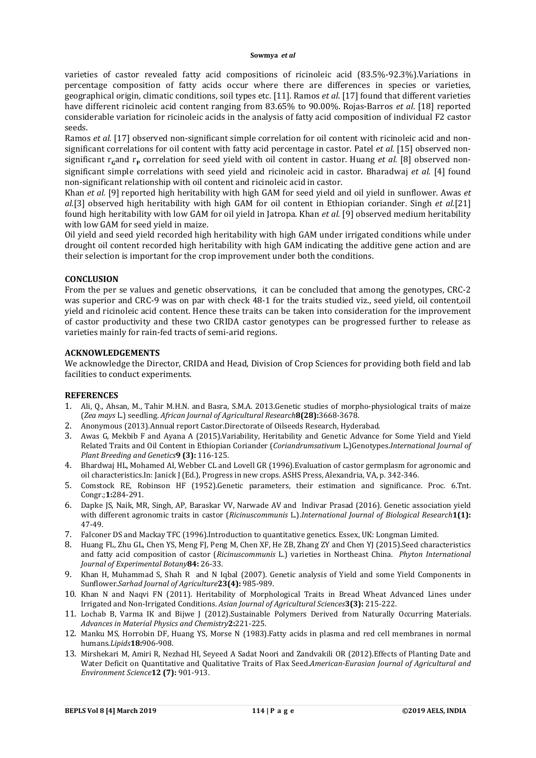varieties of castor revealed fatty acid compositions of ricinoleic acid (83.5%-92.3%).Variations in percentage composition of fatty acids occur where there are differences in species or varieties, geographical origin, climatic conditions, soil types etc. [11]. Ramos *et al*. [17] found that different varieties have different ricinoleic acid content ranging from 83.65% to 90.00%. Rojas-Barros *et al*. [18] reported considerable variation for ricinoleic acids in the analysis of fatty acid composition of individual F2 castor seeds.

Ramos *et al.* [17] observed non-significant simple correlation for oil content with ricinoleic acid and non-significant correlations for oil content with fatty acid percentage in castor. Patel *et al.* [15] observed non-significant $r_G$and $r_P$ correlation for seed yield with oil content in castor. Huang *et al.* [8] observed non-significant simple correlations with seed yield and ricinoleic acid in castor. Bharadwaj *et al.* [4] found non-significant relationship with oil content and ricinoleic acid in castor.

Khan *et al.* [9] reported high heritability with high GAM for seed yield and oil yield in sunflower. Awas *et al.*[3] observed high heritability with high GAM for oil content in Ethiopian coriander. Singh *et al.*[21] found high heritability with low GAM for oil yield in Jatropa. Khan *et al.* [9] observed medium heritability with low GAM for seed yield in maize.

Oil yield and seed yield recorded high heritability with high GAM under irrigated conditions while under drought oil content recorded high heritability with high GAM indicating the additive gene action and are their selection is important for the crop improvement under both the conditions.

## CONCLUSION

From the per se values and genetic observations, it can be concluded that among the genotypes, CRC-2 was superior and CRC-9 was on par with check 48-1 for the traits studied viz., seed yield, oil content,oil yield and ricinoleic acid content. Hence these traits can be taken into consideration for the improvement of castor productivity and these two CRIDA castor genotypes can be progressed further to release as varieties mainly for rain-fed tracts of semi-arid regions.

## ACKNOWLEDGEMENTS

We acknowledge the Director, CRIDA and Head, Division of Crop Sciences for providing both field and lab facilities to conduct experiments.

## REFERENCES

1. Ali, Q., Ahsan, M., Tahir M.H.N. and Basra, S.M.A. 2013.Genetic studies of morpho-physiological traits of maize (*Zea mays* L.) seedling. *African Journal of Agricultural Research***8(28):**3668-3678.
2. Anonymous (2013).Annual report Castor.Directorate of Oilseeds Research, Hyderabad.
3. Awas G, Mekbib F and Ayana A (2015).Variability, Heritability and Genetic Advance for Some Yield and Yield Related Traits and Oil Content in Ethiopian Coriander (*Coriandrumsativum* L.)Genotypes.*International Journal of Plant Breeding and Genetics***9 (3):** 116-125.
4. Bhardwaj HL, Mohamed AI, Webber CL and Lovell GR (1996).Evaluation of castor germplasm for agronomic and oil characteristics.In: Janick J (Ed.), Progress in new crops. ASHS Press, Alexandria, VA, p. 342-346.
5. Comstock RE, Robinson HF (1952).Genetic parameters, their estimation and significance. Proc. 6.Tnt. Congr.;**1:**284-291.
6. Dapke JS, Naik, MR, Singh, AP, Baraskar VV, Narwade AV and Indivar Prasad (2016). Genetic association yield with different agronomic traits in castor (*Ricinuscommunis* L.).*International Journal of Biological Research***1(1):** 47-49.
7. Falconer DS and Mackay TFC (1996).Introduction to quantitative genetics. Essex, UK: Longman Limited.
8. Huang FL, Zhu GL, Chen YS, Meng FJ, Peng M, Chen XF, He ZB, Zhang ZY and Chen YJ (2015).Seed characteristics and fatty acid composition of castor (*Ricinuscommunis* L.) varieties in Northeast China. *Phyton International Journal of Experimental Botany***84:** 26-33.
9. Khan H, Muhammad S, Shah R and N Iqbal (2007). Genetic analysis of Yield and some Yield Components in Sunflower.*Sarhad Journal of Agriculture***23(4):** 985-989.
10. Khan N and Naqvi FN (2011). Heritability of Morphological Traits in Bread Wheat Advanced Lines under Irrigated and Non-Irrigated Conditions. *Asian Journal of Agricultural Sciences***3(3):** 215-222.
11. Lochab B, Varma IK and Bijwe J (2012).Sustainable Polymers Derived from Naturally Occurring Materials. *Advances in Material Physics and Chemistry***2:**221-225.
12. Manku MS, Horrobin DF, Huang YS, Morse N (1983).Fatty acids in plasma and red cell membranes in normal humans.*Lipids***18:**906-908.
13. Mirshekari M, Amiri R, Nezhad HI, Seyeed A Sadat Noori and Zandvakili OR (2012).Effects of Planting Date and Water Deficit on Quantitative and Qualitative Traits of Flax Seed.*American-Eurasian Journal of Agricultural and Environment Science***12 (7):** 901-913.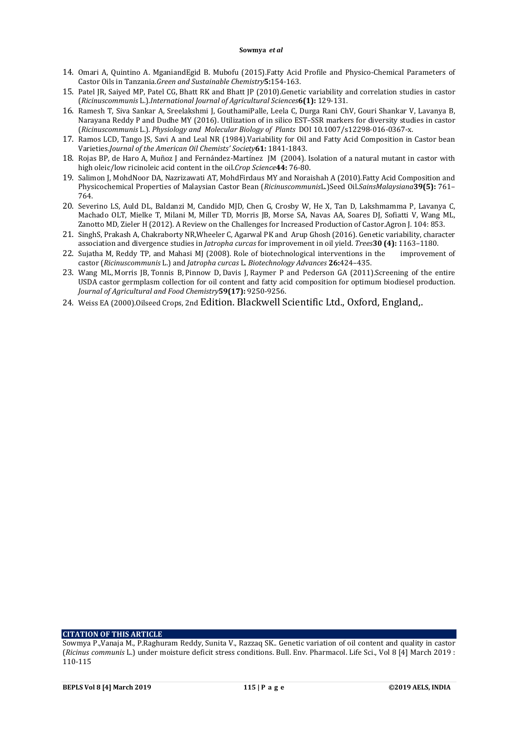14. Omari A, Quintino A. MganiandEgid B. Mubofu (2015).Fatty Acid Profile and Physico-Chemical Parameters of Castor Oils in Tanzania.*Green and Sustainable Chemistry***5:**154-163.
15. Patel JR, Saiyed MP, Patel CG, Bhatt RK and Bhatt JP (2010).Genetic variability and correlation studies in castor (*Ricinuscommunis* L.).*International Journal of Agricultural Sciences***6(1):** 129-131.
16. Ramesh T, Siva Sankar A, Sreelakshmi J, GouthamiPalle, Leela C, Durga Rani ChV, Gouri Shankar V, Lavanya B, Narayana Reddy P and Dudhe MY (2016). Utilization of in silico EST–SSR markers for diversity studies in castor (*Ricinuscommunis* L.). *Physiology and Molecular Biology of Plants* DOI 10.1007/s12298-016-0367-x.
17. Ramos LCD, Tango JS, Savi A and Leal NR (1984).Variability for Oil and Fatty Acid Composition in Castor bean Varieties.*Journal of the American Oil Chemists' Society***61:** 1841-1843.
18. Rojas BP, de Haro A, Muñoz J and Fernández-Martínez JM (2004). Isolation of a natural mutant in castor with high oleic/low ricinoleic acid content in the oil.*Crop Science***44:** 76-80.
19. Salimon J, MohdNoor DA, Nazrizawati AT, MohdFirdaus MY and Noraishah A (2010).Fatty Acid Composition and Physicochemical Properties of Malaysian Castor Bean (*Ricinuscommunis*L.)Seed Oil.*SainsMalaysiana***39(5):** 761–764.
20. Severino LS, Auld DL, Baldanzi M, Candido MJD, Chen G, Crosby W, He X, Tan D, Lakshmamma P, Lavanya C, Machado OLT, Mielke T, Milani M, Miller TD, Morris JB, Morse SA, Navas AA, Soares DJ, Sofiatti V, Wang ML, Zanotto MD, Zieler H (2012). A Review on the Challenges for Increased Production of Castor.Agron J. 104: 853.
21. SinghS, Prakash A, Chakraborty NR,Wheeler C, Agarwal PK and Arup Ghosh (2016). Genetic variability, character association and divergence studies in *Jatropha curcas* for improvement in oil yield. *Trees***30 (4):** 1163–1180.
22. Sujatha M, Reddy TP, and Mahasi MJ (2008). Role of biotechnological interventions in the improvement of castor (*Ricinuscommunis* L.) and *Jatropha curcas* L. *Biotechnology Advances* **26:**424–435.
23. Wang ML, Morris JB, Tonnis B, Pinnow D, Davis J, Raymer P and Pederson GA (2011).Screening of the entire USDA castor germplasm collection for oil content and fatty acid composition for optimum biodiesel production. *Journal of Agricultural and Food Chemistry***59(17):** 9250-9256.
24. Weiss EA (2000).Oilseed Crops, 2nd Edition. Blackwell Scientific Ltd., Oxford, England,.

**CITATION OF THIS ARTICLE**

Sowmya P.,Vanaja M., P.Raghuram Reddy, Sunita V., Razzaq SK.. Genetic variation of oil content and quality in castor (*Ricinus communis* L.) under moisture deficit stress conditions. Bull. Env. Pharmacol. Life Sci., Vol 8 [4] March 2019 : 110-115